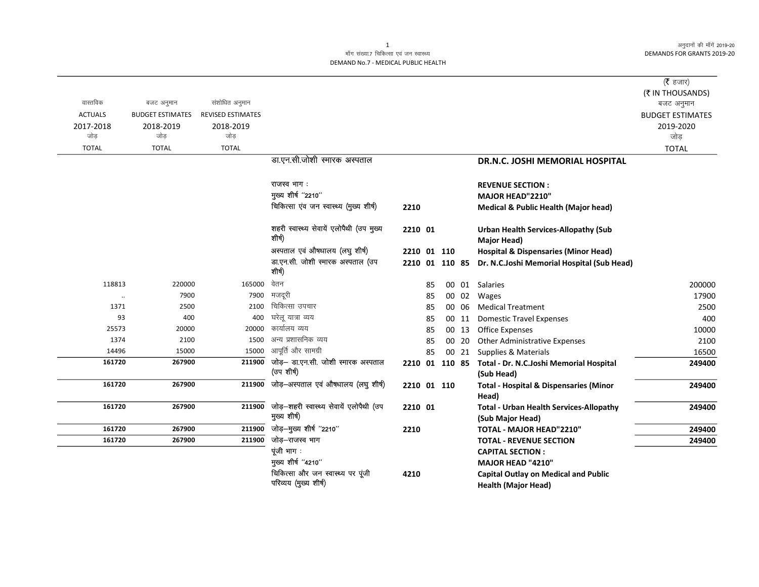मॉंग संख्या.7 चिकित्सा एवं जन स्वास्थ्य
DEMAND No.7 - MEDICAL PUBLIC HEALTH

अनुदानों की माँगें 2019-20
DEMANDS FOR GRANTS 2019-20

(₹ हजार)
(₹ IN THOUSANDS)

| वास्तविक ACTUALS 2017-2018 जोड़ TOTAL | बजट अनुमान BUDGET ESTIMATES 2018-2019 जोड़ TOTAL | संशोधित अनुमान REVISED ESTIMATES 2018-2019 जोड़ TOTAL | | | | | बजट अनुमान BUDGET ESTIMATES 2019-2020 जोड़ TOTAL |
|---|---|---|---|---|---|---|---|
| | | | डा.एन.सी.जोशी स्मारक अस्पताल | | | **DR.N.C. JOSHI MEMORIAL HOSPITAL** | |
| | | | राजस्व भाग : | | | **REVENUE SECTION :** | |
| | | | मुख्य शीर्ष ''2210'' | | | **MAJOR HEAD"2210"** | |
| | | | चिकित्सा एंव जन स्वास्थ्य (मुख्य शीर्ष) | 2210 | | **Medical & Public Health (Major head)** | |
| | | | शहरी स्वास्थ्य सेवायें एलोपैथी (उप मुख्य शीर्ष) | 2210 01 | | **Urban Health Services-Allopathy (Sub Major Head)** | |
| | | | अस्पताल एवं औषधालय (लघु शीर्ष) | 2210 01 110 | | **Hospital & Dispensaries (Minor Head)** | |
| | | | डा.एन.सी. जोशी स्मारक अस्पताल (उप शीर्ष) | 2210 01 110 85 | | **Dr. N.C.Joshi Memorial Hospital (Sub Head)** | |
| 118813 | 220000 | 165000 | वेतन | 85 | 00 01 | Salaries | 200000 |
| .. | 7900 | 7900 | मजदूरी | 85 | 00 02 | Wages | 17900 |
| 1371 | 2500 | 2100 | चिकित्सा उपचार | 85 | 00 06 | Medical Treatment | 2500 |
| 93 | 400 | 400 | घरेलू यात्रा व्यय | 85 | 00 11 | Domestic Travel Expenses | 400 |
| 25573 | 20000 | 20000 | कार्यालय व्यय | 85 | 00 13 | Office Expenses | 10000 |
| 1374 | 2100 | 1500 | अन्य प्रशासनिक व्यय | 85 | 00 20 | Other Administrative Expenses | 2100 |
| 14496 | 15000 | 15000 | आपूर्ति और सामग्री | 85 | 00 21 | Supplies & Materials | 16500 |
| **161720** | **267900** | **211900** | जोड़– डा.एन.सी. जोशी स्मारक अस्पताल (उप शीर्ष) | 2210 01 110 85 | | **Total - Dr. N.C.Joshi Memorial Hospital (Sub Head)** | **249400** |
| **161720** | **267900** | **211900** | जोड़–अस्पताल एवं औषधालय (लघु शीर्ष) | 2210 01 110 | | **Total - Hospital & Dispensaries (Minor Head)** | **249400** |
| **161720** | **267900** | **211900** | जोड़–शहरी स्वास्थ्य सेवायें एलोपैथी (उप मुख्य शीर्ष) | 2210 01 | | **Total - Urban Health Services-Allopathy (Sub Major Head)** | **249400** |
| **161720** | **267900** | **211900** | जोड़–मुख्य शीर्ष ''2210'' | 2210 | | **TOTAL - MAJOR HEAD"2210"** | **249400** |
| **161720** | **267900** | **211900** | जोड़–राजस्व भाग | | | **TOTAL - REVENUE SECTION** | **249400** |
| | | | पूंजी भाग : | | | **CAPITAL SECTION :** | |
| | | | मुख्य शीर्ष ''4210'' | | | **MAJOR HEAD "4210"** | |
| | | | चिकित्सा और जन स्वास्थ्य पर पूंजी परिव्यय (मुख्य शीर्ष) | 4210 | | **Capital Outlay on Medical and Public Health (Major Head)** | |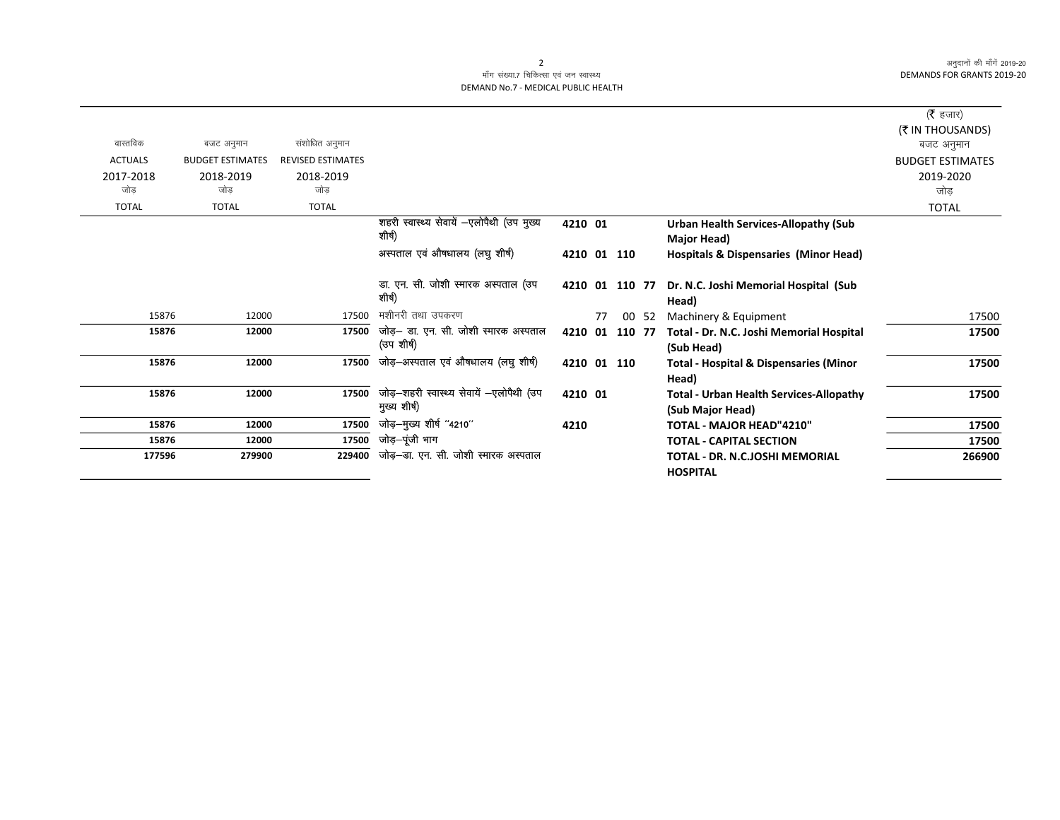| वास्तविक ACTUALS 2017-2018 जोड़ TOTAL | बजट अनुमान BUDGET ESTIMATES 2018-2019 जोड़ TOTAL | संशोधित अनुमान REVISED ESTIMATES 2018-2019 जोड़ TOTAL | | | | (₹ हजार) (₹ IN THOUSANDS) बजट अनुमान BUDGET ESTIMATES 2019-2020 जोड़ TOTAL |
|---|---|---|---|---|---|---|
| | | | शहरी स्वास्थ्य सेवायें –एलोपैथी (उप मुख्य शीर्ष) | 4210 01 | **Urban Health Services-Allopathy (Sub Major Head)** | |
| | | | अस्पताल एवं औषधालय (लघु शीर्ष) | 4210 01 110 | **Hospitals & Dispensaries (Minor Head)** | |
| | | | डा. एन. सी. जोशी स्मारक अस्पताल (उप शीर्ष) | 4210 01 110 77 | **Dr. N.C. Joshi Memorial Hospital (Sub Head)** | |
| 15876 | 12000 | 17500 | मशीनरी तथा उपकरण | 77 00 52 | Machinery & Equipment | 17500 |
| **15876** | **12000** | **17500** | जोड़– डा. एन. सी. जोशी स्मारक अस्पताल (उप शीर्ष) | 4210 01 110 77 | **Total - Dr. N.C. Joshi Memorial Hospital (Sub Head)** | **17500** |
| **15876** | **12000** | **17500** | जोड़–अस्पताल एवं औषधालय (लघु शीर्ष) | 4210 01 110 | **Total - Hospital & Dispensaries (Minor Head)** | **17500** |
| **15876** | **12000** | **17500** | जोड़–शहरी स्वास्थ्य सेवायें –एलोपैथी (उप मुख्य शीर्ष) | 4210 01 | **Total - Urban Health Services-Allopathy (Sub Major Head)** | **17500** |
| **15876** | **12000** | **17500** | जोड़–मुख्य शीर्ष "4210" | 4210 | **TOTAL - MAJOR HEAD"4210"** | **17500** |
| **15876** | **12000** | **17500** | जोड़–पूंजी भाग | | **TOTAL - CAPITAL SECTION** | **17500** |
| **177596** | **279900** | **229400** | जोड़–डा. एन. सी. जोशी स्मारक अस्पताल | | **TOTAL - DR. N.C.JOSHI MEMORIAL HOSPITAL** | **266900** |